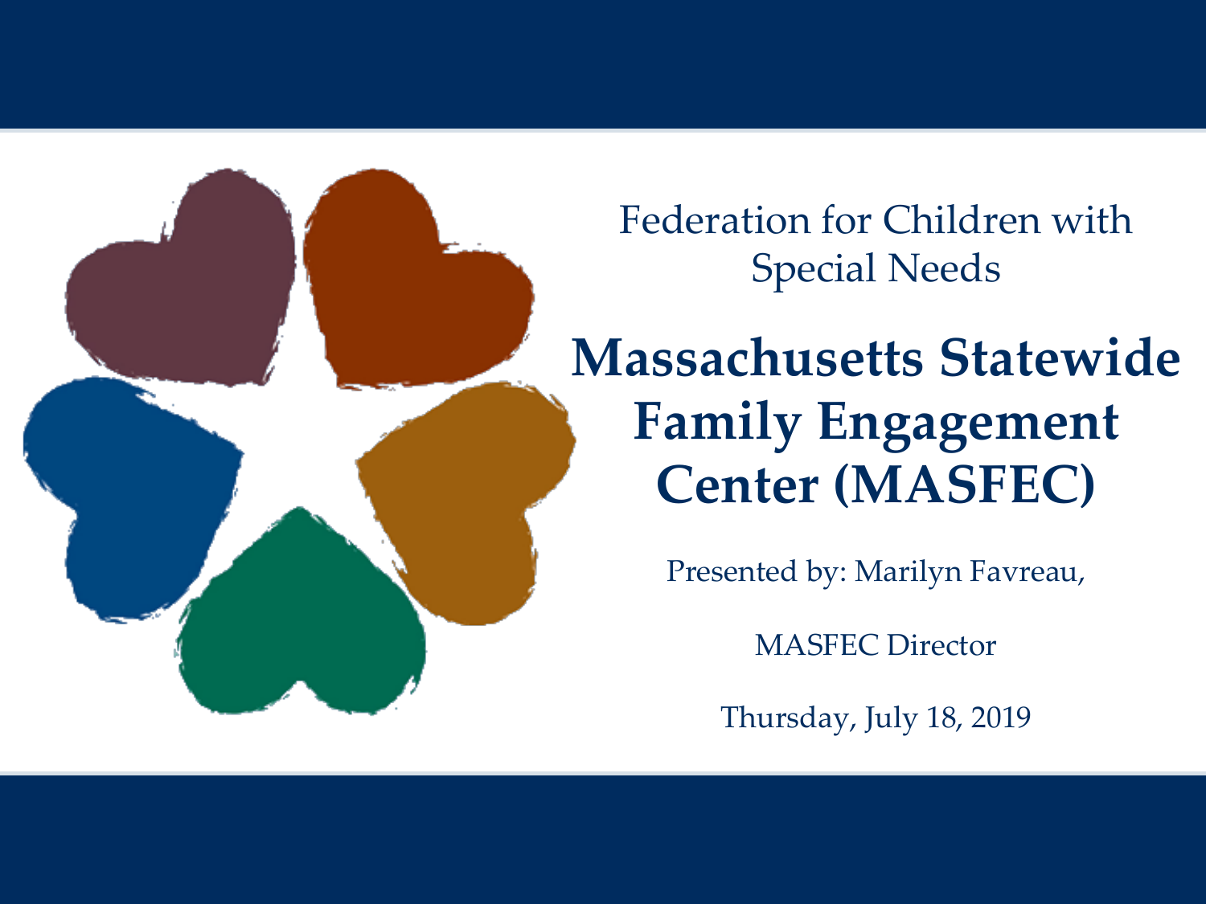Federation for Children with Special Needs

# Massachusetts Statewide Family Engagement Center (MASFEC)

Presented by: Marilyn Favreau,

MASFEC Director

Thursday, July 18, 2019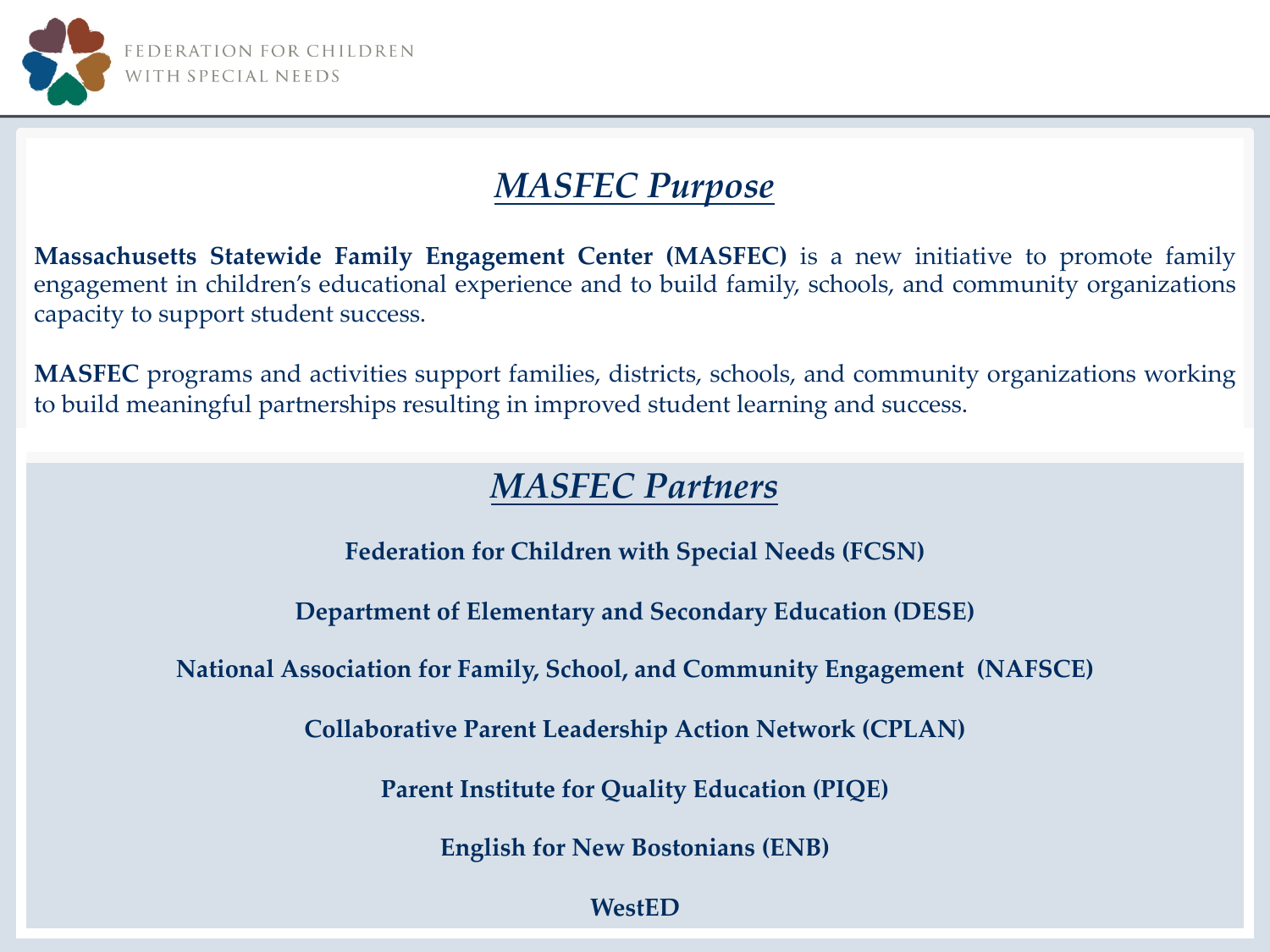## *MASFEC Purpose*

**Massachusetts Statewide Family Engagement Center (MASFEC)** is a new initiative to promote family engagement in children's educational experience and to build family, schools, and community organizations capacity to support student success.

**MASFEC** programs and activities support families, districts, schools, and community organizations working to build meaningful partnerships resulting in improved student learning and success.

## *MASFEC Partners*

**Federation for Children with Special Needs (FCSN)**

**Department of Elementary and Secondary Education (DESE)**

**National Association for Family, School, and Community Engagement (NAFSCE)**

**Collaborative Parent Leadership Action Network (CPLAN)**

**Parent Institute for Quality Education (PIQE)**

**English for New Bostonians (ENB)**

**WestED**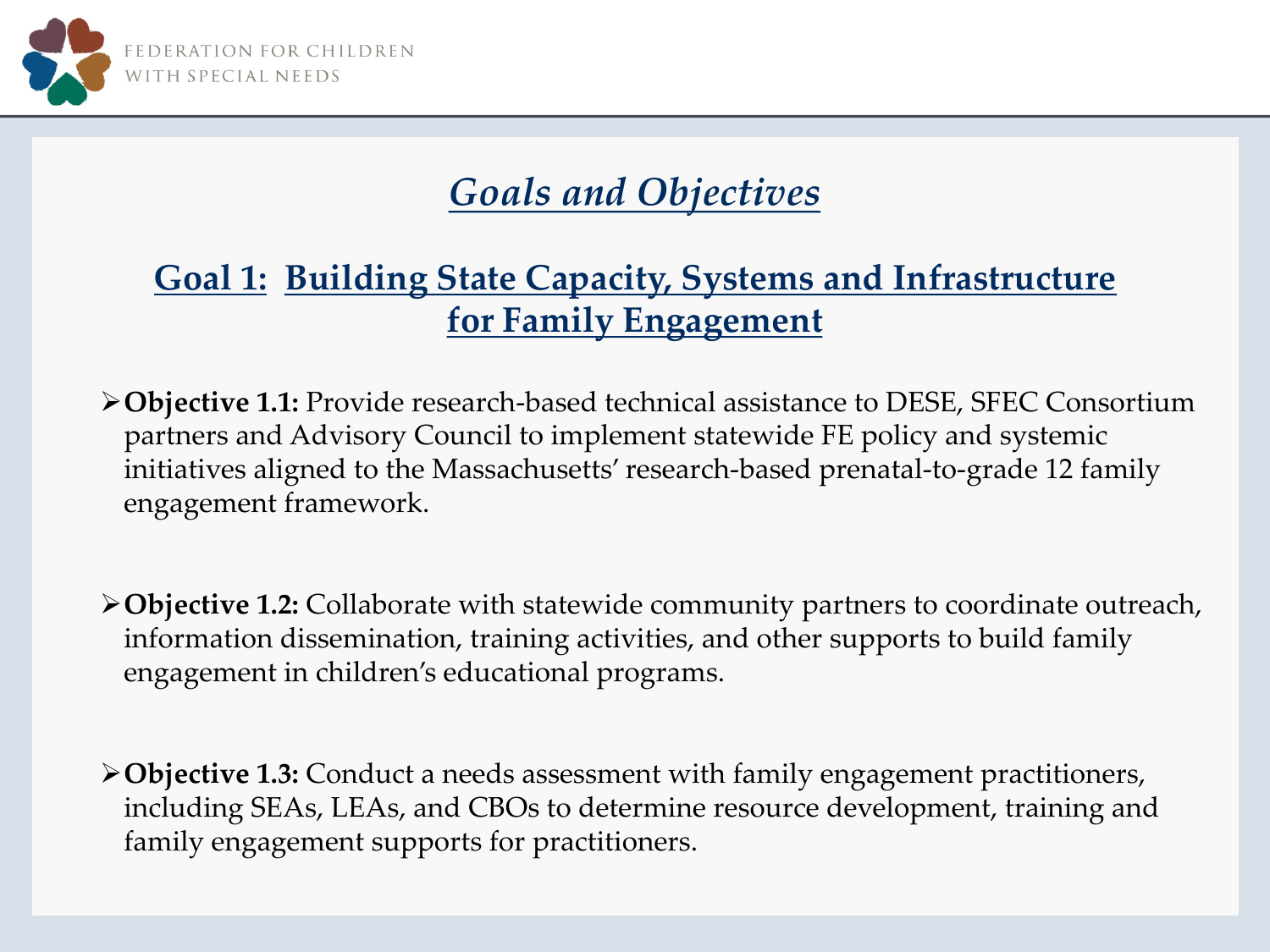## *Goals and Objectives*

### Goal 1: Building State Capacity, Systems and Infrastructure for Family Engagement

- **Objective 1.1:** Provide research-based technical assistance to DESE, SFEC Consortium partners and Advisory Council to implement statewide FE policy and systemic initiatives aligned to the Massachusetts' research-based prenatal-to-grade 12 family engagement framework.

- **Objective 1.2:** Collaborate with statewide community partners to coordinate outreach, information dissemination, training activities, and other supports to build family engagement in children's educational programs.

- **Objective 1.3:** Conduct a needs assessment with family engagement practitioners, including SEAs, LEAs, and CBOs to determine resource development, training and family engagement supports for practitioners.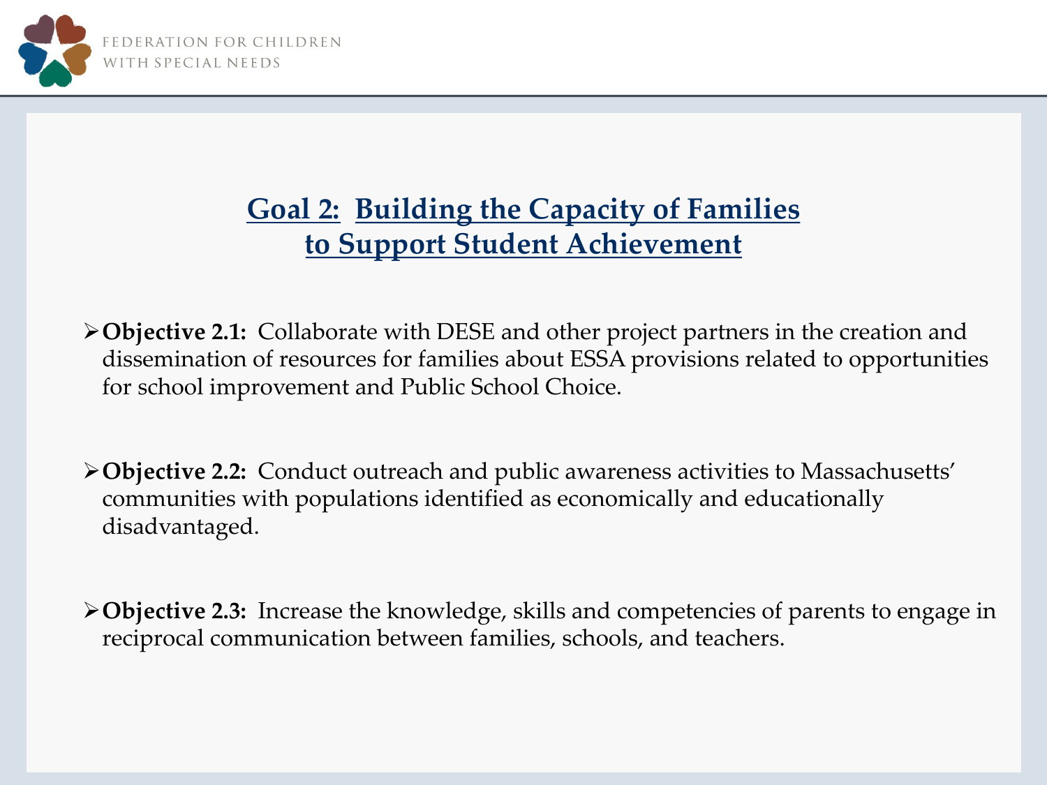# Goal 2: Building the Capacity of Families to Support Student Achievement

- **Objective 2.1:** Collaborate with DESE and other project partners in the creation and dissemination of resources for families about ESSA provisions related to opportunities for school improvement and Public School Choice.

- **Objective 2.2:** Conduct outreach and public awareness activities to Massachusetts' communities with populations identified as economically and educationally disadvantaged.

- **Objective 2.3:** Increase the knowledge, skills and competencies of parents to engage in reciprocal communication between families, schools, and teachers.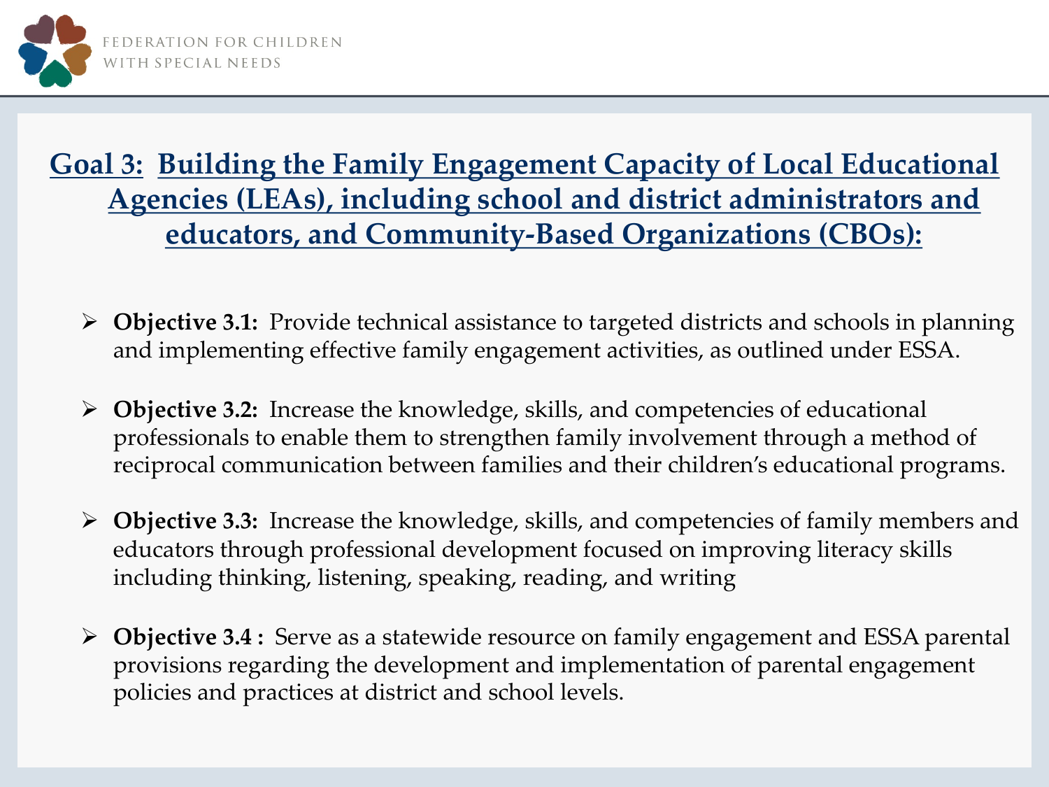# Goal 3: Building the Family Engagement Capacity of Local Educational Agencies (LEAs), including school and district administrators and educators, and Community-Based Organizations (CBOs):

- **Objective 3.1:** Provide technical assistance to targeted districts and schools in planning and implementing effective family engagement activities, as outlined under ESSA.
- **Objective 3.2:** Increase the knowledge, skills, and competencies of educational professionals to enable them to strengthen family involvement through a method of reciprocal communication between families and their children's educational programs.
- **Objective 3.3:** Increase the knowledge, skills, and competencies of family members and educators through professional development focused on improving literacy skills including thinking, listening, speaking, reading, and writing
- **Objective 3.4 :** Serve as a statewide resource on family engagement and ESSA parental provisions regarding the development and implementation of parental engagement policies and practices at district and school levels.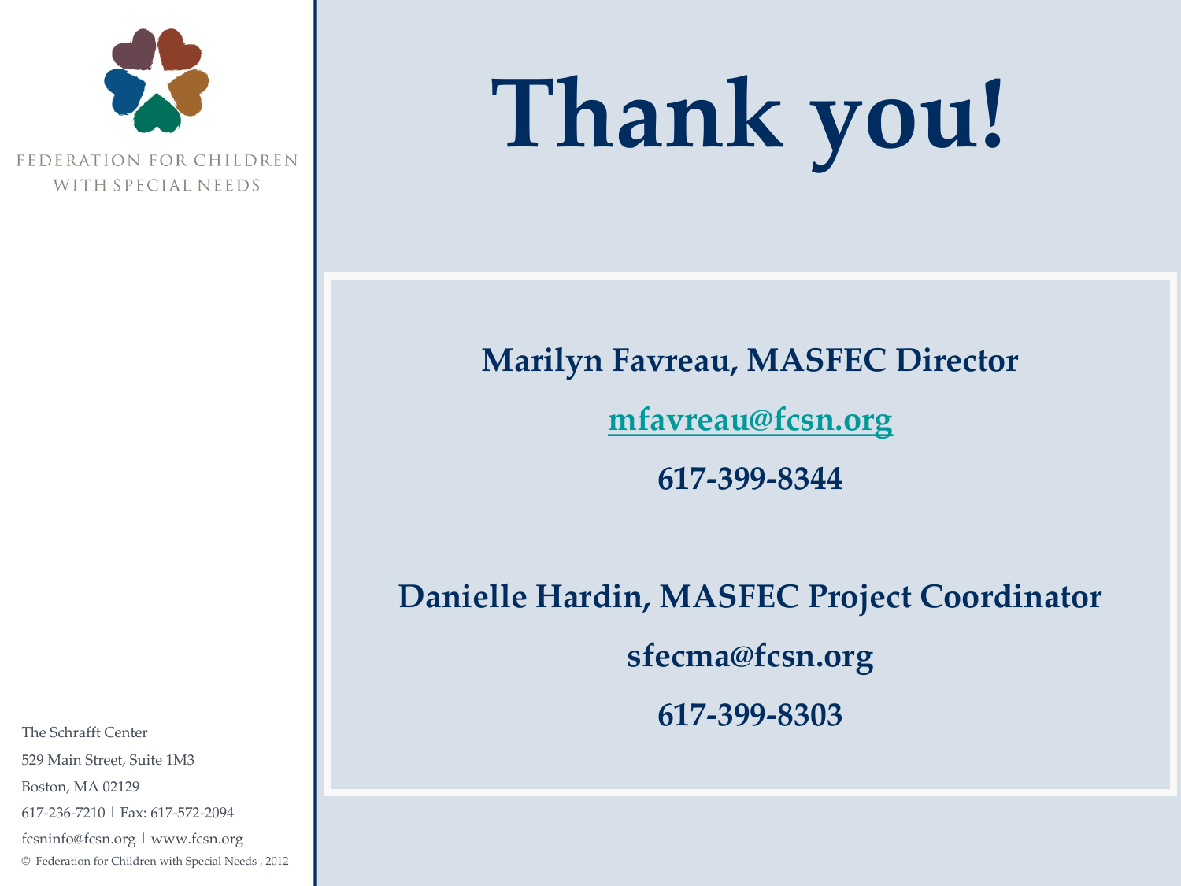FEDERATION FOR CHILDREN WITH SPECIAL NEEDS

# Thank you!

**Marilyn Favreau, MASFEC Director**

**mfavreau@fcsn.org**

**617-399-8344**

**Danielle Hardin, MASFEC Project Coordinator**

**sfecma@fcsn.org**

**617-399-8303**

The Schrafft Center
529 Main Street, Suite 1M3
Boston, MA 02129
617-236-7210 | Fax: 617-572-2094
fcsninfo@fcsn.org | www.fcsn.org
© Federation for Children with Special Needs , 2012